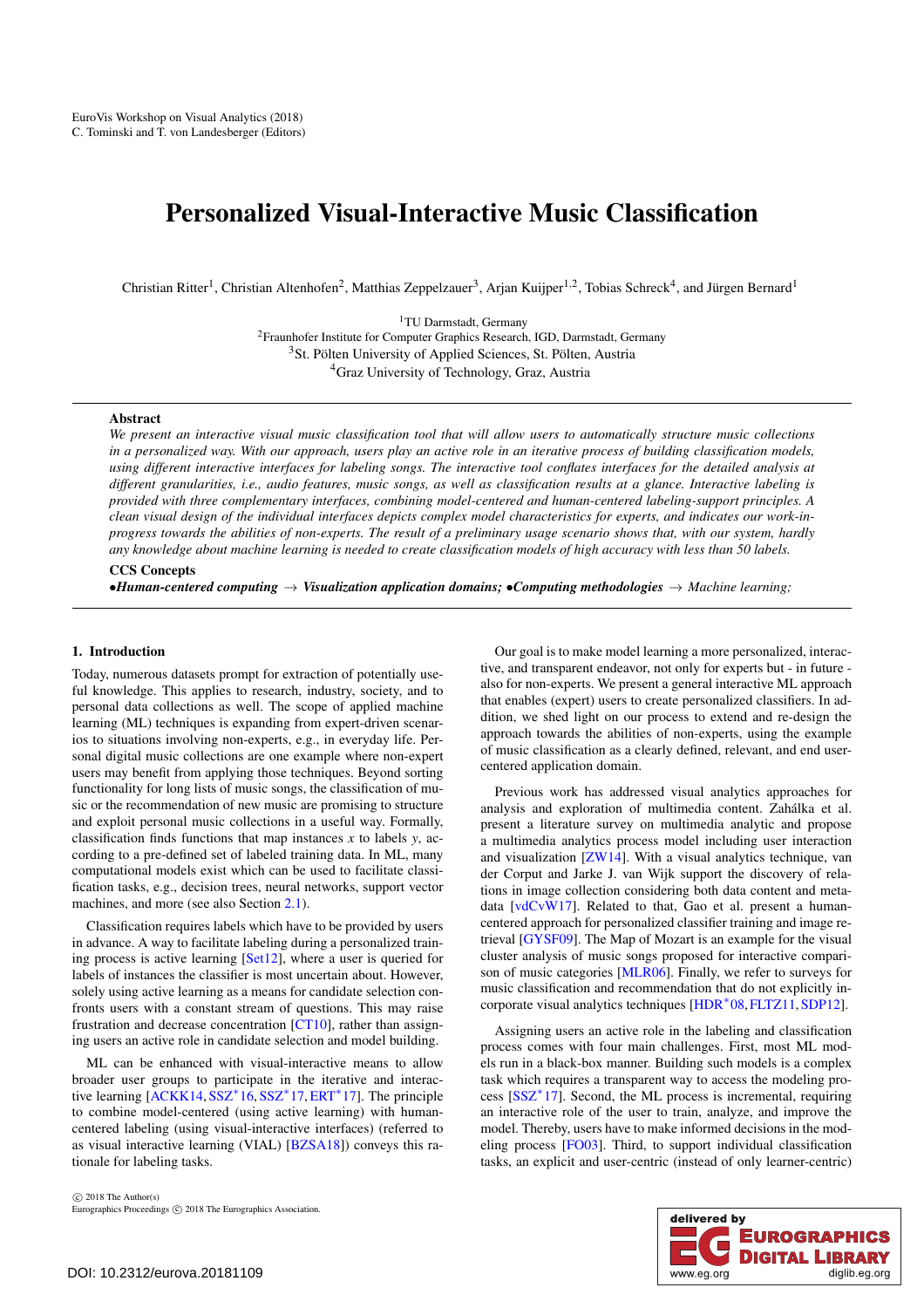EuroVis Workshop on Visual Analytics (2018)
C. Tominski and T. von Landesberger (Editors)

# Personalized Visual-Interactive Music Classification

Christian Ritter[1], Christian Altenhofen[2], Matthias Zeppelzauer[3], Arjan Kuijper[1,2], Tobias Schreck[4], and Jürgen Bernard[1]

[1]TU Darmstadt, Germany
[2]Fraunhofer Institute for Computer Graphics Research, IGD, Darmstadt, Germany
[3]St. Pölten University of Applied Sciences, St. Pölten, Austria
[4]Graz University of Technology, Graz, Austria

## Abstract

*We present an interactive visual music classification tool that will allow users to automatically structure music collections in a personalized way. With our approach, users play an active role in an iterative process of building classification models, using different interactive interfaces for labeling songs. The interactive tool conflates interfaces for the detailed analysis at different granularities, i.e., audio features, music songs, as well as classification results at a glance. Interactive labeling is provided with three complementary interfaces, combining model-centered and human-centered labeling-support principles. A clean visual design of the individual interfaces depicts complex model characteristics for experts, and indicates our work-in-progress towards the abilities of non-experts. The result of a preliminary usage scenario shows that, with our system, hardly any knowledge about machine learning is needed to create classification models of high accuracy with less than 50 labels.*

**CCS Concepts**
•***Human-centered computing*** → ***Visualization application domains;*** •***Computing methodologies*** → *Machine learning;*

## 1. Introduction

Today, numerous datasets prompt for extraction of potentially useful knowledge. This applies to research, industry, society, and to personal data collections as well. The scope of applied machine learning (ML) techniques is expanding from expert-driven scenarios to situations involving non-experts, e.g., in everyday life. Personal digital music collections are one example where non-expert users may benefit from applying those techniques. Beyond sorting functionality for long lists of music songs, the classification of music or the recommendation of new music are promising to structure and exploit personal music collections in a useful way. Formally, classification finds functions that map instances $x$ to labels $y$, according to a pre-defined set of labeled training data. In ML, many computational models exist which can be used to facilitate classification tasks, e.g., decision trees, neural networks, support vector machines, and more (see also Section 2.1).

Classification requires labels which have to be provided by users in advance. A way to facilitate labeling during a personalized training process is active learning [Set12], where a user is queried for labels of instances the classifier is most uncertain about. However, solely using active learning as a means for candidate selection confronts users with a constant stream of questions. This may raise frustration and decrease concentration [CT10], rather than assigning users an active role in candidate selection and model building.

ML can be enhanced with visual-interactive means to allow broader user groups to participate in the iterative and interactive learning [ACKK14, SSZ*16, SSZ*17, ERT*17]. The principle to combine model-centered (using active learning) with human-centered labeling (using visual-interactive interfaces) (referred to as visual interactive learning (VIAL) [BZSA18]) conveys this rationale for labeling tasks.

Our goal is to make model learning a more personalized, interactive, and transparent endeavor, not only for experts but - in future - also for non-experts. We present a general interactive ML approach that enables (expert) users to create personalized classifiers. In addition, we shed light on our process to extend and re-design the approach towards the abilities of non-experts, using the example of music classification as a clearly defined, relevant, and end user-centered application domain.

Previous work has addressed visual analytics approaches for analysis and exploration of multimedia content. Zahálka et al. present a literature survey on multimedia analytic and propose a multimedia analytics process model including user interaction and visualization [ZW14]. With a visual analytics technique, van der Corput and Jarke J. van Wijk support the discovery of relations in image collection considering both data content and metadata [vdCvW17]. Related to that, Gao et al. present a human-centered approach for personalized classifier training and image retrieval [GYSF09]. The Map of Mozart is an example for the visual cluster analysis of music songs proposed for interactive comparison of music categories [MLR06]. Finally, we refer to surveys for music classification and recommendation that do not explicitly incorporate visual analytics techniques [HDR*08, FLTZ11, SDP12].

Assigning users an active role in the labeling and classification process comes with four main challenges. First, most ML models run in a black-box manner. Building such models is a complex task which requires a transparent way to access the modeling process [SSZ*17]. Second, the ML process is incremental, requiring an interactive role of the user to train, analyze, and improve the model. Thereby, users have to make informed decisions in the modeling process [FO03]. Third, to support individual classification tasks, an explicit and user-centric (instead of only learner-centric)

© 2018 The Author(s)
Eurographics Proceedings © 2018 The Eurographics Association.

DOI: 10.2312/eurova.20181109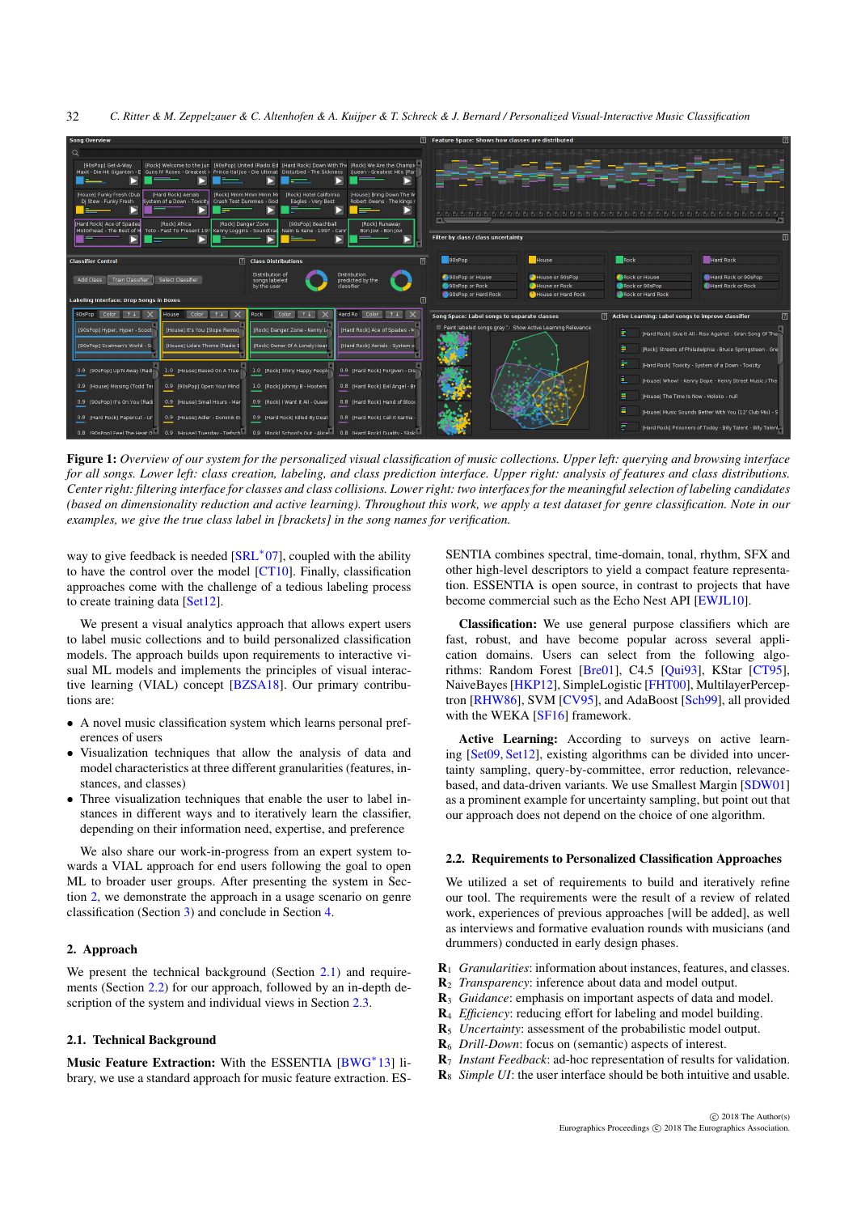**Figure 1:** *Overview of our system for the personalized visual classification of music collections. Upper left: querying and browsing interface for all songs. Lower left: class creation, labeling, and class prediction interface. Upper right: analysis of features and class distributions. Center right: filtering interface for classes and class collisions. Lower right: two interfaces for the meaningful selection of labeling candidates (based on dimensionality reduction and active learning). Throughout this work, we apply a test dataset for genre classification. Note in our examples, we give the true class label in [brackets] in the song names for verification.*

way to give feedback is needed [SRL*07], coupled with the ability to have the control over the model [CT10]. Finally, classification approaches come with the challenge of a tedious labeling process to create training data [Set12].

We present a visual analytics approach that allows expert users to label music collections and to build personalized classification models. The approach builds upon requirements to interactive visual ML models and implements the principles of visual interactive learning (VIAL) concept [BZSA18]. Our primary contributions are:

- A novel music classification system which learns personal preferences of users
- Visualization techniques that allow the analysis of data and model characteristics at three different granularities (features, instances, and classes)
- Three visualization techniques that enable the user to label instances in different ways and to iteratively learn the classifier, depending on their information need, expertise, and preference

We also share our work-in-progress from an expert system towards a VIAL approach for end users following the goal to open ML to broader user groups. After presenting the system in Section 2, we demonstrate the approach in a usage scenario on genre classification (Section 3) and conclude in Section 4.

## 2. Approach

We present the technical background (Section 2.1) and requirements (Section 2.2) for our approach, followed by an in-depth description of the system and individual views in Section 2.3.

### 2.1. Technical Background

**Music Feature Extraction:** With the ESSENTIA [BWG*13] library, we use a standard approach for music feature extraction. ESSENTIA combines spectral, time-domain, tonal, rhythm, SFX and other high-level descriptors to yield a compact feature representation. ESSENTIA is open source, in contrast to projects that have become commercial such as the Echo Nest API [EWJL10].

**Classification:** We use general purpose classifiers which are fast, robust, and have become popular across several application domains. Users can select from the following algorithms: Random Forest [Bre01], C4.5 [Qui93], KStar [CT95], NaiveBayes [HKP12], SimpleLogistic [FHT00], MultilayerPerceptron [RHW86], SVM [CV95], and AdaBoost [Sch99], all provided with the WEKA [SF16] framework.

**Active Learning:** According to surveys on active learning [Set09, Set12], existing algorithms can be divided into uncertainty sampling, query-by-committee, error reduction, relevance-based, and data-driven variants. We use Smallest Margin [SDW01] as a prominent example for uncertainty sampling, but point out that our approach does not depend on the choice of one algorithm.

### 2.2. Requirements to Personalized Classification Approaches

We utilized a set of requirements to build and iteratively refine our tool. The requirements were the result of a review of related work, experiences of previous approaches [will be added], as well as interviews and formative evaluation rounds with musicians (and drummers) conducted in early design phases.

**$R_1$** *Granularities*: information about instances, features, and classes.
**$R_2$** *Transparency*: inference about data and model output.
**$R_3$** *Guidance*: emphasis on important aspects of data and model.
**$R_4$** *Efficiency*: reducing effort for labeling and model building.
**$R_5$** *Uncertainty*: assessment of the probabilistic model output.
**$R_6$** *Drill-Down*: focus on (semantic) aspects of interest.
**$R_7$** *Instant Feedback*: ad-hoc representation of results for validation.
**$R_8$** *Simple UI*: the user interface should be both intuitive and usable.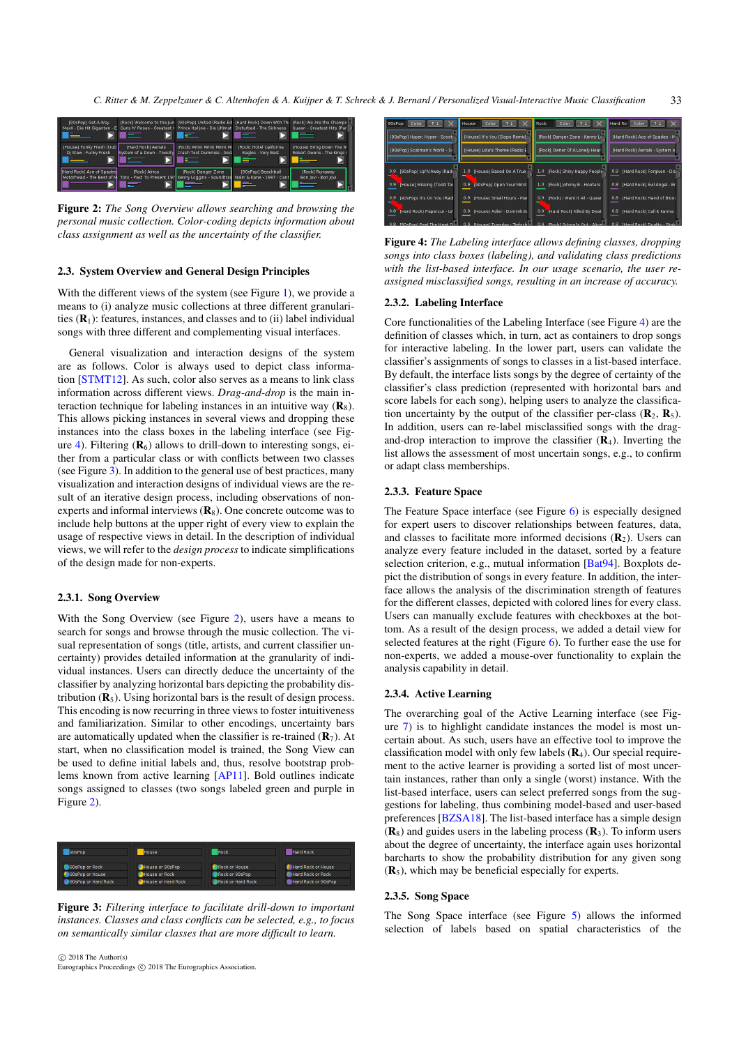**Figure 2:** *The Song Overview allows searching and browsing the personal music collection. Color-coding depicts information about class assignment as well as the uncertainty of the classifier.*

## 2.3. System Overview and General Design Principles

With the different views of the system (see Figure 1), we provide a means to (i) analyze music collections at three different granularities ($\mathbf{R}_1$): features, instances, and classes and to (ii) label individual songs with three different and complementing visual interfaces.

General visualization and interaction designs of the system are as follows. Color is always used to depict class information [STMT12]. As such, color also serves as a means to link class information across different views. *Drag-and-drop* is the main interaction technique for labeling instances in an intuitive way ($\mathbf{R}_8$). This allows picking instances in several views and dropping these instances into the class boxes in the labeling interface (see Figure 4). Filtering ($\mathbf{R}_6$) allows to drill-down to interesting songs, either from a particular class or with conflicts between two classes (see Figure 3). In addition to the general use of best practices, many visualization and interaction designs of individual views are the result of an iterative design process, including observations of non-experts and informal interviews ($\mathbf{R}_8$). One concrete outcome was to include help buttons at the upper right of every view to explain the usage of respective views in detail. In the description of individual views, we will refer to the *design process* to indicate simplifications of the design made for non-experts.

### 2.3.1. Song Overview

With the Song Overview (see Figure 2), users have a means to search for songs and browse through the music collection. The visual representation of songs (title, artists, and current classifier uncertainty) provides detailed information at the granularity of individual instances. Users can directly deduce the uncertainty of the classifier by analyzing horizontal bars depicting the probability distribution ($\mathbf{R}_5$). Using horizontal bars is the result of design process. This encoding is now recurring in three views to foster intuitiveness and familiarization. Similar to other encodings, uncertainty bars are automatically updated when the classifier is re-trained ($\mathbf{R}_7$). At start, when no classification model is trained, the Song View can be used to define initial labels and, thus, resolve bootstrap problems known from active learning [AP11]. Bold outlines indicate songs assigned to classes (two songs labeled green and purple in Figure 2).

**Figure 3:** *Filtering interface to facilitate drill-down to important instances. Classes and class conflicts can be selected, e.g., to focus on semantically similar classes that are more difficult to learn.*

**Figure 4:** *The Labeling interface allows defining classes, dropping songs into class boxes (labeling), and validating class predictions with the list-based interface. In our usage scenario, the user reassigned misclassified songs, resulting in an increase of accuracy.*

### 2.3.2. Labeling Interface

Core functionalities of the Labeling Interface (see Figure 4) are the definition of classes which, in turn, act as containers to drop songs for interactive labeling. In the lower part, users can validate the classifier's assignments of songs to classes in a list-based interface. By default, the interface lists songs by the degree of certainty of the classifier's class prediction (represented with horizontal bars and score labels for each song), helping users to analyze the classification uncertainty by the output of the classifier per-class ($\mathbf{R}_2$, $\mathbf{R}_5$). In addition, users can re-label misclassified songs with the drag-and-drop interaction to improve the classifier ($\mathbf{R}_4$). Inverting the list allows the assessment of most uncertain songs, e.g., to confirm or adapt class memberships.

### 2.3.3. Feature Space

The Feature Space interface (see Figure 6) is especially designed for expert users to discover relationships between features, data, and classes to facilitate more informed decisions ($\mathbf{R}_2$). Users can analyze every feature included in the dataset, sorted by a feature selection criterion, e.g., mutual information [Bat94]. Boxplots depict the distribution of songs in every feature. In addition, the interface allows the analysis of the discrimination strength of features for the different classes, depicted with colored lines for every class. Users can manually exclude features with checkboxes at the bottom. As a result of the design process, we added a detail view for selected features at the right (Figure 6). To further ease the use for non-experts, we added a mouse-over functionality to explain the analysis capability in detail.

### 2.3.4. Active Learning

The overarching goal of the Active Learning interface (see Figure 7) is to highlight candidate instances the model is most uncertain about. As such, users have an effective tool to improve the classification model with only few labels ($\mathbf{R}_4$). Our special requirement to the active learner is providing a sorted list of most uncertain instances, rather than only a single (worst) instance. With the list-based interface, users can select preferred songs from the suggestions for labeling, thus combining model-based and user-based preferences [BZSA18]. The list-based interface has a simple design ($\mathbf{R}_8$) and guides users in the labeling process ($\mathbf{R}_3$). To inform users about the degree of uncertainty, the interface again uses horizontal barcharts to show the probability distribution for any given song ($\mathbf{R}_5$), which may be beneficial especially for experts.

### 2.3.5. Song Space

The Song Space interface (see Figure 5) allows the informed selection of labels based on spatial characteristics of the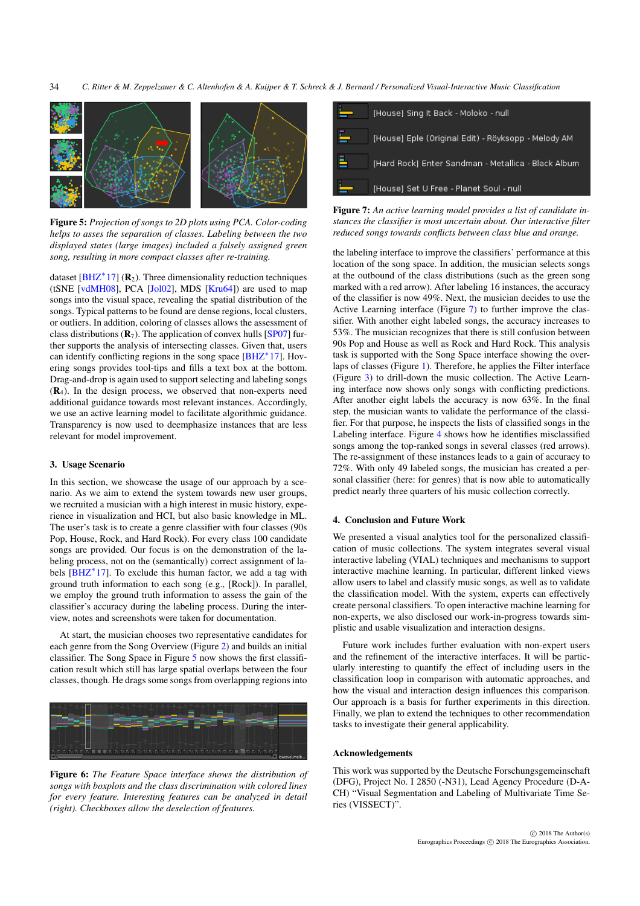**Figure 5:** *Projection of songs to 2D plots using PCA. Color-coding helps to asses the separation of classes. Labeling between the two displayed states (large images) included a falsely assigned green song, resulting in more compact classes after re-training.*

dataset [BHZ*17] (**R**$_2$). Three dimensionality reduction techniques (tSNE [vdMH08], PCA [Jol02], MDS [Kru64]) are used to map songs into the visual space, revealing the spatial distribution of the songs. Typical patterns to be found are dense regions, local clusters, or outliers. In addition, coloring of classes allows the assessment of class distributions (**R**$_7$). The application of convex hulls [SP07] further supports the analysis of intersecting classes. Given that, users can identify conflicting regions in the song space [BHZ*17]. Hovering songs provides tool-tips and fills a text box at the bottom. Drag-and-drop is again used to support selecting and labeling songs (**R**$_4$). In the design process, we observed that non-experts need additional guidance towards most relevant instances. Accordingly, we use an active learning model to facilitate algorithmic guidance. Transparency is now used to deemphasize instances that are less relevant for model improvement.

## 3. Usage Scenario

In this section, we showcase the usage of our approach by a scenario. As we aim to extend the system towards new user groups, we recruited a musician with a high interest in music history, experience in visualization and HCI, but also basic knowledge in ML. The user's task is to create a genre classifier with four classes (90s Pop, House, Rock, and Hard Rock). For every class 100 candidate songs are provided. Our focus is on the demonstration of the labeling process, not on the (semantically) correct assignment of labels [BHZ*17]. To exclude this human factor, we add a tag with ground truth information to each song (e.g., [Rock]). In parallel, we employ the ground truth information to assess the gain of the classifier's accuracy during the labeling process. During the interview, notes and screenshots were taken for documentation.

At start, the musician chooses two representative candidates for each genre from the Song Overview (Figure 2) and builds an initial classifier. The Song Space in Figure 5 now shows the first classification result which still has large spatial overlaps between the four classes, though. He drags some songs from overlapping regions into

**Figure 6:** *The Feature Space interface shows the distribution of songs with boxplots and the class discrimination with colored lines for every feature. Interesting features can be analyzed in detail (right). Checkboxes allow the deselection of features.*

[House] Sing It Back - Moloko - null
[House] Eple (Original Edit) - Röyksopp - Melody AM
[Hard Rock] Enter Sandman - Metallica - Black Album
[House] Set U Free - Planet Soul - null

**Figure 7:** *An active learning model provides a list of candidate instances the classifier is most uncertain about. Our interactive filter reduced songs towards conflicts between class blue and orange.*

the labeling interface to improve the classifiers' performance at this location of the song space. In addition, the musician selects songs at the outbound of the class distributions (such as the green song marked with a red arrow). After labeling 16 instances, the accuracy of the classifier is now 49%. Next, the musician decides to use the Active Learning interface (Figure 7) to further improve the classifier. With another eight labeled songs, the accuracy increases to 53%. The musician recognizes that there is still confusion between 90s Pop and House as well as Rock and Hard Rock. This analysis task is supported with the Song Space interface showing the overlaps of classes (Figure 1). Therefore, he applies the Filter interface (Figure 3) to drill-down the music collection. The Active Learning interface now shows only songs with conflicting predictions. After another eight labels the accuracy is now 63%. In the final step, the musician wants to validate the performance of the classifier. For that purpose, he inspects the lists of classified songs in the Labeling interface. Figure 4 shows how he identifies misclassified songs among the top-ranked songs in several classes (red arrows). The re-assignment of these instances leads to a gain of accuracy to 72%. With only 49 labeled songs, the musician has created a personal classifier (here: for genres) that is now able to automatically predict nearly three quarters of his music collection correctly.

## 4. Conclusion and Future Work

We presented a visual analytics tool for the personalized classification of music collections. The system integrates several visual interactive labeling (VIAL) techniques and mechanisms to support interactive machine learning. In particular, different linked views allow users to label and classify music songs, as well as to validate the classification model. With the system, experts can effectively create personal classifiers. To open interactive machine learning for non-experts, we also disclosed our work-in-progress towards simplistic and usable visualization and interaction designs.

Future work includes further evaluation with non-expert users and the refinement of the interactive interfaces. It will be particularly interesting to quantify the effect of including users in the classification loop in comparison with automatic approaches, and how the visual and interaction design influences this comparison. Our approach is a basis for further experiments in this direction. Finally, we plan to extend the techniques to other recommendation tasks to investigate their general applicability.

## Acknowledgements

This work was supported by the Deutsche Forschungsgemeinschaft (DFG), Project No. I 2850 (-N31), Lead Agency Procedure (D-A-CH) "Visual Segmentation and Labeling of Multivariate Time Series (VISSECT)".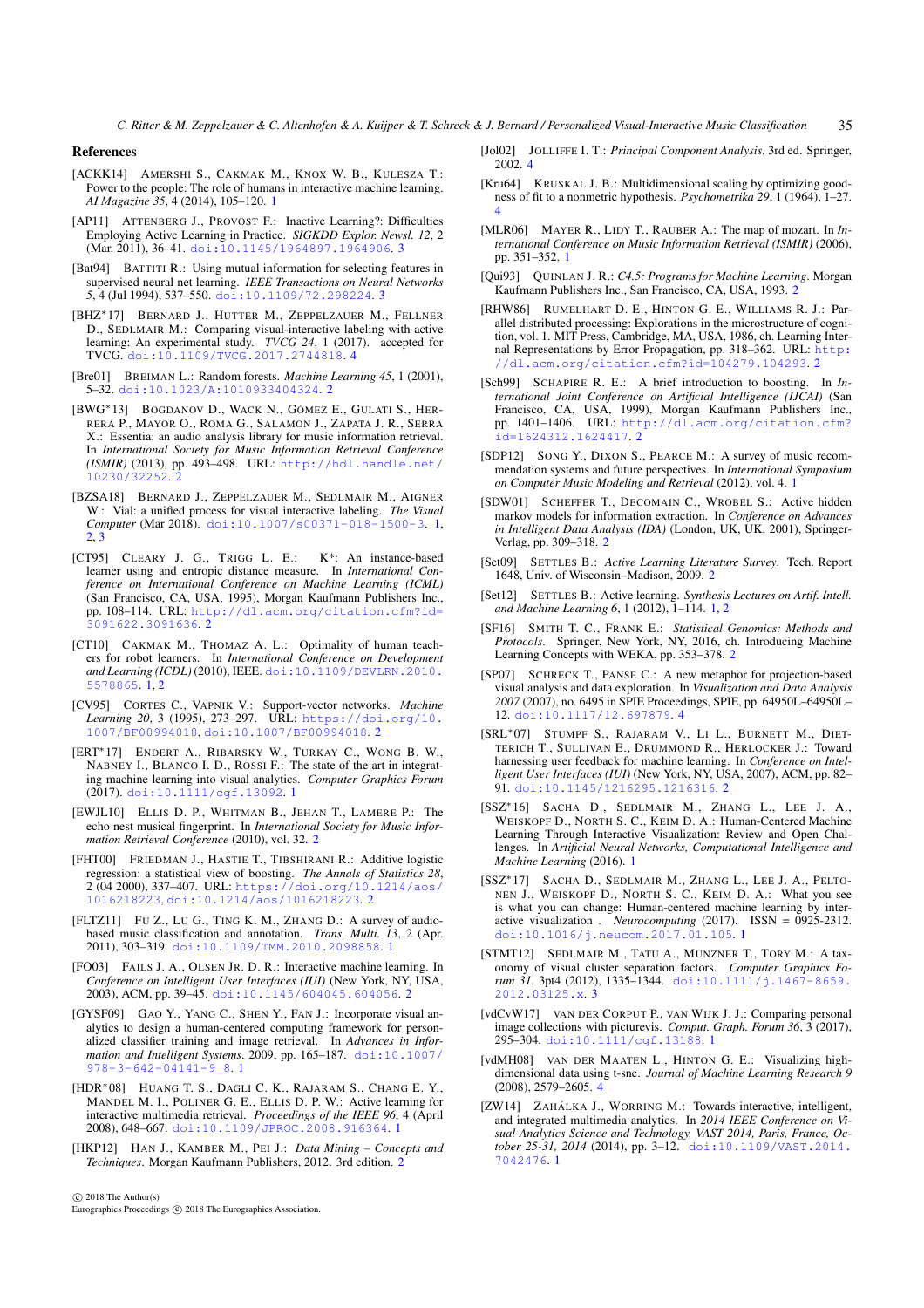## References

[ACKK14] AMERSHI S., CAKMAK M., KNOX W. B., KULESZA T.: Power to the people: The role of humans in interactive machine learning. *AI Magazine 35*, 4 (2014), 105–120. 1

[AP11] ATTENBERG J., PROVOST F.: Inactive Learning?: Difficulties Employing Active Learning in Practice. *SIGKDD Explor. Newsl. 12*, 2 (Mar. 2011), 36–41. doi:10.1145/1964897.1964906. 3

[Bat94] BATTITI R.: Using mutual information for selecting features in supervised neural net learning. *IEEE Transactions on Neural Networks 5*, 4 (Jul 1994), 537–550. doi:10.1109/72.298224. 3

[BHZ*17] BERNARD J., HUTTER M., ZEPPELZAUER M., FELLNER D., SEDLMAIR M.: Comparing visual-interactive labeling with active learning: An experimental study. *TVCG 24*, 1 (2017). accepted for TVCG. doi:10.1109/TVCG.2017.2744818. 4

[Bre01] BREIMAN L.: Random forests. *Machine Learning 45*, 1 (2001), 5–32. doi:10.1023/A:1010933404324. 2

[BWG*13] BOGDANOV D., WACK N., GÓMEZ E., GULATI S., HERRERA P., MAYOR O., ROMA G., SALAMON J., ZAPATA J. R., SERRA X.: Essentia: an audio analysis library for music information retrieval. In *International Society for Music Information Retrieval Conference (ISMIR)* (2013), pp. 493–498. URL: http://hdl.handle.net/10230/32252. 2

[BZSA18] BERNARD J., ZEPPELZAUER M., SEDLMAIR M., AIGNER W.: Vial: a unified process for visual interactive labeling. *The Visual Computer* (Mar 2018). doi:10.1007/s00371-018-1500-3. 1, 2, 3

[CT95] CLEARY J. G., TRIGG L. E.: K*: An instance-based learner using and entropic distance measure. In *International Conference on International Conference on Machine Learning (ICML)* (San Francisco, CA, USA, 1995), Morgan Kaufmann Publishers Inc., pp. 108–114. URL: http://dl.acm.org/citation.cfm?id=3091622.3091636. 2

[CT10] CAKMAK M., THOMAZ A. L.: Optimality of human teachers for robot learners. In *International Conference on Development and Learning (ICDL)* (2010), IEEE. doi:10.1109/DEVLRN.2010.5578865. 1, 2

[CV95] CORTES C., VAPNIK V.: Support-vector networks. *Machine Learning 20*, 3 (1995), 273–297. URL: https://doi.org/10.1007/BF00994018, doi:10.1007/BF00994018. 2

[ERT*17] ENDERT A., RIBARSKY W., TURKAY C., WONG B. W., NABNEY I., BLANCO I. D., ROSSI F.: The state of the art in integrating machine learning into visual analytics. *Computer Graphics Forum* (2017). doi:10.1111/cgf.13092. 1

[EWJL10] ELLIS D. P., WHITMAN B., JEHAN T., LAMERE P.: The echo nest musical fingerprint. In *International Society for Music Information Retrieval Conference* (2010), vol. 32. 2

[FHT00] FRIEDMAN J., HASTIE T., TIBSHIRANI R.: Additive logistic regression: a statistical view of boosting. *The Annals of Statistics 28*, 2 (04 2000), 337–407. URL: https://doi.org/10.1214/aos/1016218223, doi:10.1214/aos/1016218223. 2

[FLTZ11] FU Z., LU G., TING K. M., ZHANG D.: A survey of audio-based music classification and annotation. *Trans. Multi. 13*, 2 (Apr. 2011), 303–319. doi:10.1109/TMM.2010.2098858. 1

[FO03] FAILS J. A., OLSEN JR. D. R.: Interactive machine learning. In *Conference on Intelligent User Interfaces (IUI)* (New York, NY, USA, 2003), ACM, pp. 39–45. doi:10.1145/604045.604056. 2

[GYSF09] GAO Y., YANG C., SHEN Y., FAN J.: Incorporate visual analytics to design a human-centered computing framework for personalized classifier training and image retrieval. In *Advances in Information and Intelligent Systems*. 2009, pp. 165–187. doi:10.1007/978-3-642-04141-9_8. 1

[HDR*08] HUANG T. S., DAGLI C. K., RAJARAM S., CHANG E. Y., MANDEL M. I., POLINER G. E., ELLIS D. P. W.: Active learning for interactive multimedia retrieval. *Proceedings of the IEEE 96*, 4 (April 2008), 648–667. doi:10.1109/JPROC.2008.916364. 1

[HKP12] HAN J., KAMBER M., PEI J.: *Data Mining – Concepts and Techniques*. Morgan Kaufmann Publishers, 2012. 3rd edition. 2

[Jol02] JOLLIFFE I. T.: *Principal Component Analysis*, 3rd ed. Springer, 2002. 4

[Kru64] KRUSKAL J. B.: Multidimensional scaling by optimizing goodness of fit to a nonmetric hypothesis. *Psychometrika 29*, 1 (1964), 1–27. 4

[MLR06] MAYER R., LIDY T., RAUBER A.: The map of mozart. In *International Conference on Music Information Retrieval (ISMIR)* (2006), pp. 351–352. 1

[Qui93] QUINLAN J. R.: *C4.5: Programs for Machine Learning*. Morgan Kaufmann Publishers Inc., San Francisco, CA, USA, 1993. 2

[RHW86] RUMELHART D. E., HINTON G. E., WILLIAMS R. J.: Parallel distributed processing: Explorations in the microstructure of cognition, vol. 1. MIT Press, Cambridge, MA, USA, 1986, ch. Learning Internal Representations by Error Propagation, pp. 318–362. URL: http://dl.acm.org/citation.cfm?id=104279.104293. 2

[Sch99] SCHAPIRE R. E.: A brief introduction to boosting. In *International Joint Conference on Artificial Intelligence (IJCAI)* (San Francisco, CA, USA, 1999), Morgan Kaufmann Publishers Inc., pp. 1401–1406. URL: http://dl.acm.org/citation.cfm?id=1624312.1624417. 2

[SDP12] SONG Y., DIXON S., PEARCE M.: A survey of music recommendation systems and future perspectives. In *International Symposium on Computer Music Modeling and Retrieval* (2012), vol. 4. 1

[SDW01] SCHEFFER T., DECOMAIN C., WROBEL S.: Active hidden markov models for information extraction. In *Conference on Advances in Intelligent Data Analysis (IDA)* (London, UK, UK, 2001), Springer-Verlag, pp. 309–318. 2

[Set09] SETTLES B.: *Active Learning Literature Survey*. Tech. Report 1648, Univ. of Wisconsin–Madison, 2009. 2

[Set12] SETTLES B.: Active learning. *Synthesis Lectures on Artif. Intell. and Machine Learning 6*, 1 (2012), 1–114. 1, 2

[SF16] SMITH T. C., FRANK E.: *Statistical Genomics: Methods and Protocols*. Springer, New York, NY, 2016, ch. Introducing Machine Learning Concepts with WEKA, pp. 353–378. 2

[SP07] SCHRECK T., PANSE C.: A new metaphor for projection-based visual analysis and data exploration. In *Visualization and Data Analysis 2007* (2007), no. 6495 in SPIE Proceedings, SPIE, pp. 64950L–64950L–12. doi:10.1117/12.697879. 4

[SRL*07] STUMPF S., RAJARAM V., LI L., BURNETT M., DIETTERICH T., SULLIVAN E., DRUMMOND R., HERLOCKER J.: Toward harnessing user feedback for machine learning. In *Conference on Intelligent User Interfaces (IUI)* (New York, NY, USA, 2007), ACM, pp. 82–91. doi:10.1145/1216295.1216316. 2

[SSZ*16] SACHA D., SEDLMAIR M., ZHANG L., LEE J. A., WEISKOPF D., NORTH S. C., KEIM D. A.: Human-Centered Machine Learning Through Interactive Visualization: Review and Open Challenges. In *Artificial Neural Networks, Computational Intelligence and Machine Learning* (2016). 1

[SSZ*17] SACHA D., SEDLMAIR M., ZHANG L., LEE J. A., PELTONEN J., WEISKOPF D., NORTH S. C., KEIM D. A.: What you see is what you can change: Human-centered machine learning by interactive visualization. *Neurocomputing* (2017). ISSN = 0925-2312. doi:10.1016/j.neucom.2017.01.105. 1

[STMT12] SEDLMAIR M., TATU A., MUNZNER T., TORY M.: A taxonomy of visual cluster separation factors. *Computer Graphics Forum 31*, 3pt4 (2012), 1335–1344. doi:10.1111/j.1467-8659.2012.03125.x. 3

[vdCvW17] VAN DER CORPUT P., VAN WIJK J. J.: Comparing personal image collections with picturevis. *Comput. Graph. Forum 36*, 3 (2017), 295–304. doi:10.1111/cgf.13188. 1

[vdMH08] VAN DER MAATEN L., HINTON G. E.: Visualizing high-dimensional data using t-sne. *Journal of Machine Learning Research 9* (2008), 2579–2605. 4

[ZW14] ZAHÁLKA J., WORRING M.: Towards interactive, intelligent, and integrated multimedia analytics. In *2014 IEEE Conference on Visual Analytics Science and Technology, VAST 2014, Paris, France, October 25-31, 2014* (2014), pp. 3–12. doi:10.1109/VAST.2014.7042476. 1